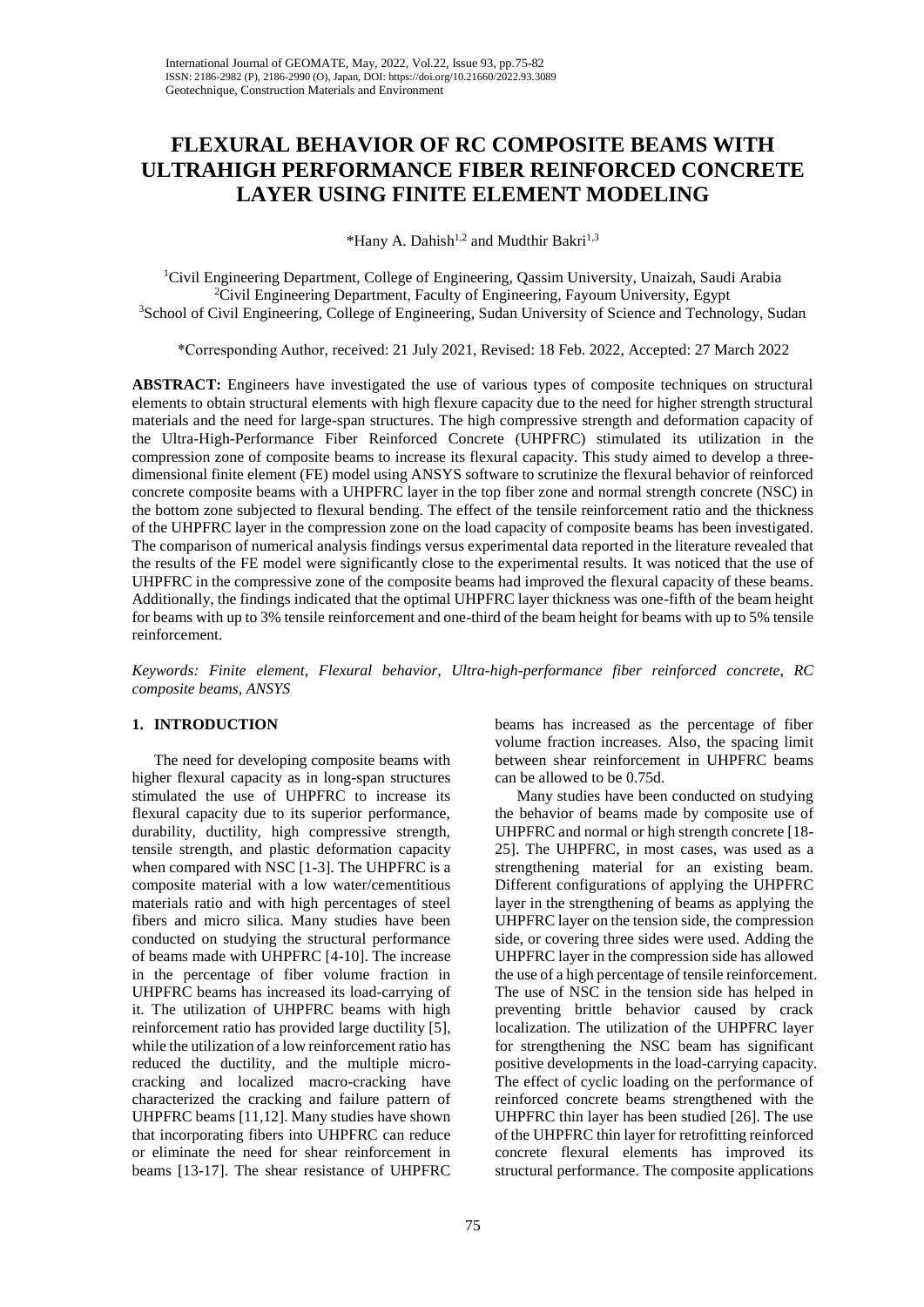# FLEXURAL BEHAVIOR OF RC COMPOSITE BEAMS WITH ULTRAHIGH PERFORMANCE FIBER REINFORCED CONCRETE LAYER USING FINITE ELEMENT MODELING

*Hany A. Dahish[1,2] and Mudthir Bakri[1,3]

[1]Civil Engineering Department, College of Engineering, Qassim University, Unaizah, Saudi Arabia
[2]Civil Engineering Department, Faculty of Engineering, Fayoum University, Egypt
[3]School of Civil Engineering, College of Engineering, Sudan University of Science and Technology, Sudan

*Corresponding Author, received: 21 July 2021, Revised: 18 Feb. 2022, Accepted: 27 March 2022

**ABSTRACT:** Engineers have investigated the use of various types of composite techniques on structural elements to obtain structural elements with high flexure capacity due to the need for higher strength structural materials and the need for large-span structures. The high compressive strength and deformation capacity of the Ultra-High-Performance Fiber Reinforced Concrete (UHPFRC) stimulated its utilization in the compression zone of composite beams to increase its flexural capacity. This study aimed to develop a three-dimensional finite element (FE) model using ANSYS software to scrutinize the flexural behavior of reinforced concrete composite beams with a UHPFRC layer in the top fiber zone and normal strength concrete (NSC) in the bottom zone subjected to flexural bending. The effect of the tensile reinforcement ratio and the thickness of the UHPFRC layer in the compression zone on the load capacity of composite beams has been investigated. The comparison of numerical analysis findings versus experimental data reported in the literature revealed that the results of the FE model were significantly close to the experimental results. It was noticed that the use of UHPFRC in the compressive zone of the composite beams had improved the flexural capacity of these beams. Additionally, the findings indicated that the optimal UHPFRC layer thickness was one-fifth of the beam height for beams with up to 3% tensile reinforcement and one-third of the beam height for beams with up to 5% tensile reinforcement.

*Keywords: Finite element, Flexural behavior, Ultra-high-performance fiber reinforced concrete, RC composite beams, ANSYS*

## 1. INTRODUCTION

The need for developing composite beams with higher flexural capacity as in long-span structures stimulated the use of UHPFRC to increase its flexural capacity due to its superior performance, durability, ductility, high compressive strength, tensile strength, and plastic deformation capacity when compared with NSC [1-3]. The UHPFRC is a composite material with a low water/cementitious materials ratio and with high percentages of steel fibers and micro silica. Many studies have been conducted on studying the structural performance of beams made with UHPFRC [4-10]. The increase in the percentage of fiber volume fraction in UHPFRC beams has increased its load-carrying of it. The utilization of UHPFRC beams with high reinforcement ratio has provided large ductility [5], while the utilization of a low reinforcement ratio has reduced the ductility, and the multiple micro-cracking and localized macro-cracking have characterized the cracking and failure pattern of UHPFRC beams [11,12]. Many studies have shown that incorporating fibers into UHPFRC can reduce or eliminate the need for shear reinforcement in beams [13-17]. The shear resistance of UHPFRC beams has increased as the percentage of fiber volume fraction increases. Also, the spacing limit between shear reinforcement in UHPFRC beams can be allowed to be 0.75d.

Many studies have been conducted on studying the behavior of beams made by composite use of UHPFRC and normal or high strength concrete [18-25]. The UHPFRC, in most cases, was used as a strengthening material for an existing beam. Different configurations of applying the UHPFRC layer in the strengthening of beams as applying the UHPFRC layer on the tension side, the compression side, or covering three sides were used. Adding the UHPFRC layer in the compression side has allowed the use of a high percentage of tensile reinforcement. The use of NSC in the tension side has helped in preventing brittle behavior caused by crack localization. The utilization of the UHPFRC layer for strengthening the NSC beam has significant positive developments in the load-carrying capacity. The effect of cyclic loading on the performance of reinforced concrete beams strengthened with the UHPFRC thin layer has been studied [26]. The use of the UHPFRC thin layer for retrofitting reinforced concrete flexural elements has improved its structural performance. The composite applications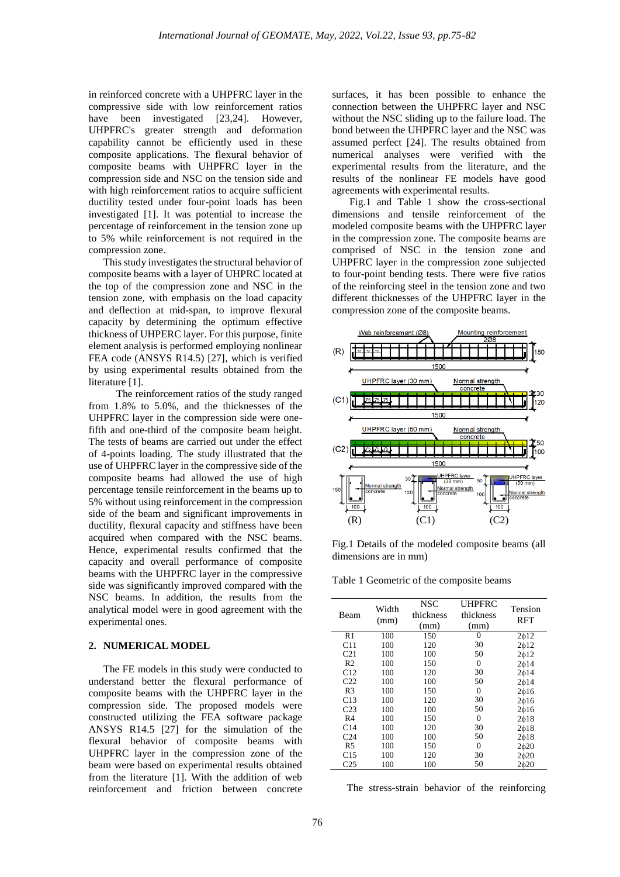in reinforced concrete with a UHPFRC layer in the compressive side with low reinforcement ratios have been investigated [23,24]. However, UHPFRC's greater strength and deformation capability cannot be efficiently used in these composite applications. The flexural behavior of composite beams with UHPFRC layer in the compression side and NSC on the tension side and with high reinforcement ratios to acquire sufficient ductility tested under four-point loads has been investigated [1]. It was potential to increase the percentage of reinforcement in the tension zone up to 5% while reinforcement is not required in the compression zone.

This study investigates the structural behavior of composite beams with a layer of UHPRC located at the top of the compression zone and NSC in the tension zone, with emphasis on the load capacity and deflection at mid-span, to improve flexural capacity by determining the optimum effective thickness of UHPERC layer. For this purpose, finite element analysis is performed employing nonlinear FEA code (ANSYS R14.5) [27], which is verified by using experimental results obtained from the literature [1].

The reinforcement ratios of the study ranged from 1.8% to 5.0%, and the thicknesses of the UHPFRC layer in the compression side were one-fifth and one-third of the composite beam height. The tests of beams are carried out under the effect of 4-points loading. The study illustrated that the use of UHPFRC layer in the compressive side of the composite beams had allowed the use of high percentage tensile reinforcement in the beams up to 5% without using reinforcement in the compression side of the beam and significant improvements in ductility, flexural capacity and stiffness have been acquired when compared with the NSC beams. Hence, experimental results confirmed that the capacity and overall performance of composite beams with the UHPFRC layer in the compressive side was significantly improved compared with the NSC beams. In addition, the results from the analytical model were in good agreement with the experimental ones.

## 2. NUMERICAL MODEL

The FE models in this study were conducted to understand better the flexural performance of composite beams with the UHPFRC layer in the compression side. The proposed models were constructed utilizing the FEA software package ANSYS R14.5 [27] for the simulation of the flexural behavior of composite beams with UHPFRC layer in the compression zone of the beam were based on experimental results obtained from the literature [1]. With the addition of web reinforcement and friction between concrete surfaces, it has been possible to enhance the connection between the UHPFRC layer and NSC without the NSC sliding up to the failure load. The bond between the UHPFRC layer and the NSC was assumed perfect [24]. The results obtained from numerical analyses were verified with the experimental results from the literature, and the results of the nonlinear FE models have good agreements with experimental results.

Fig.1 and Table 1 show the cross-sectional dimensions and tensile reinforcement of the modeled composite beams with the UHPFRC layer in the compression zone. The composite beams are comprised of NSC in the tension zone and UHPFRC layer in the compression zone subjected to four-point bending tests. There were five ratios of the reinforcing steel in the tension zone and two different thicknesses of the UHPFRC layer in the compression zone of the composite beams.

Fig.1 Details of the modeled composite beams (all dimensions are in mm)

Table 1 Geometric of the composite beams

| Beam | Width (mm) | NSC thickness (mm) | UHPFRC thickness (mm) | Tension RFT |
|---|---|---|---|---|
| R1 | 100 | 150 | 0 | 2ϕ12 |
| C11 | 100 | 120 | 30 | 2ϕ12 |
| C21 | 100 | 100 | 50 | 2ϕ12 |
| R2 | 100 | 150 | 0 | 2ϕ14 |
| C12 | 100 | 120 | 30 | 2ϕ14 |
| C22 | 100 | 100 | 50 | 2ϕ14 |
| R3 | 100 | 150 | 0 | 2ϕ16 |
| C13 | 100 | 120 | 30 | 2ϕ16 |
| C23 | 100 | 100 | 50 | 2ϕ16 |
| R4 | 100 | 150 | 0 | 2ϕ18 |
| C14 | 100 | 120 | 30 | 2ϕ18 |
| C24 | 100 | 100 | 50 | 2ϕ18 |
| R5 | 100 | 150 | 0 | 2ϕ20 |
| C15 | 100 | 120 | 30 | 2ϕ20 |
| C25 | 100 | 100 | 50 | 2ϕ20 |

The stress-strain behavior of the reinforcing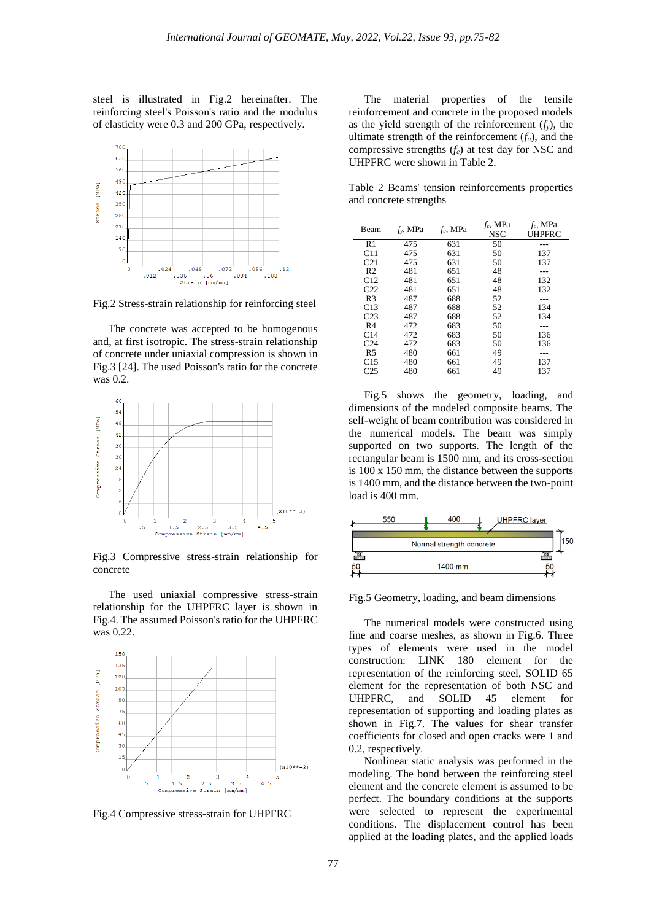steel is illustrated in Fig.2 hereinafter. The reinforcing steel's Poisson's ratio and the modulus of elasticity were 0.3 and 200 GPa, respectively.

Fig.2 Stress-strain relationship for reinforcing steel

The concrete was accepted to be homogenous and, at first isotropic. The stress-strain relationship of concrete under uniaxial compression is shown in Fig.3 [24]. The used Poisson's ratio for the concrete was 0.2.

Fig.3 Compressive stress-strain relationship for concrete

The used uniaxial compressive stress-strain relationship for the UHPFRC layer is shown in Fig.4. The assumed Poisson's ratio for the UHPFRC was 0.22.

Fig.4 Compressive stress-strain for UHPFRC

The material properties of the tensile reinforcement and concrete in the proposed models as the yield strength of the reinforcement ($f_y$), the ultimate strength of the reinforcement ($f_u$), and the compressive strengths ($f_c$) at test day for NSC and UHPFRC were shown in Table 2.

Table 2 Beams' tension reinforcements properties and concrete strengths

| Beam | $f_y$, MPa | $f_u$, MPa | $f_c$, MPa NSC | $f_c$, MPa UHPFRC |
|---|---|---|---|---|
| R1 | 475 | 631 | 50 | --- |
| C11 | 475 | 631 | 50 | 137 |
| C21 | 475 | 631 | 50 | 137 |
| R2 | 481 | 651 | 48 | --- |
| C12 | 481 | 651 | 48 | 132 |
| C22 | 481 | 651 | 48 | 132 |
| R3 | 487 | 688 | 52 | --- |
| C13 | 487 | 688 | 52 | 134 |
| C23 | 487 | 688 | 52 | 134 |
| R4 | 472 | 683 | 50 | --- |
| C14 | 472 | 683 | 50 | 136 |
| C24 | 472 | 683 | 50 | 136 |
| R5 | 480 | 661 | 49 | --- |
| C15 | 480 | 661 | 49 | 137 |
| C25 | 480 | 661 | 49 | 137 |

Fig.5 shows the geometry, loading, and dimensions of the modeled composite beams. The self-weight of beam contribution was considered in the numerical models. The beam was simply supported on two supports. The length of the rectangular beam is 1500 mm, and its cross-section is 100 x 150 mm, the distance between the supports is 1400 mm, and the distance between the two-point load is 400 mm.

Fig.5 Geometry, loading, and beam dimensions

The numerical models were constructed using fine and coarse meshes, as shown in Fig.6. Three types of elements were used in the model construction: LINK 180 element for the representation of the reinforcing steel, SOLID 65 element for the representation of both NSC and UHPFRC, and SOLID 45 element for representation of supporting and loading plates as shown in Fig.7. The values for shear transfer coefficients for closed and open cracks were 1 and 0.2, respectively.

Nonlinear static analysis was performed in the modeling. The bond between the reinforcing steel element and the concrete element is assumed to be perfect. The boundary conditions at the supports were selected to represent the experimental conditions. The displacement control has been applied at the loading plates, and the applied loads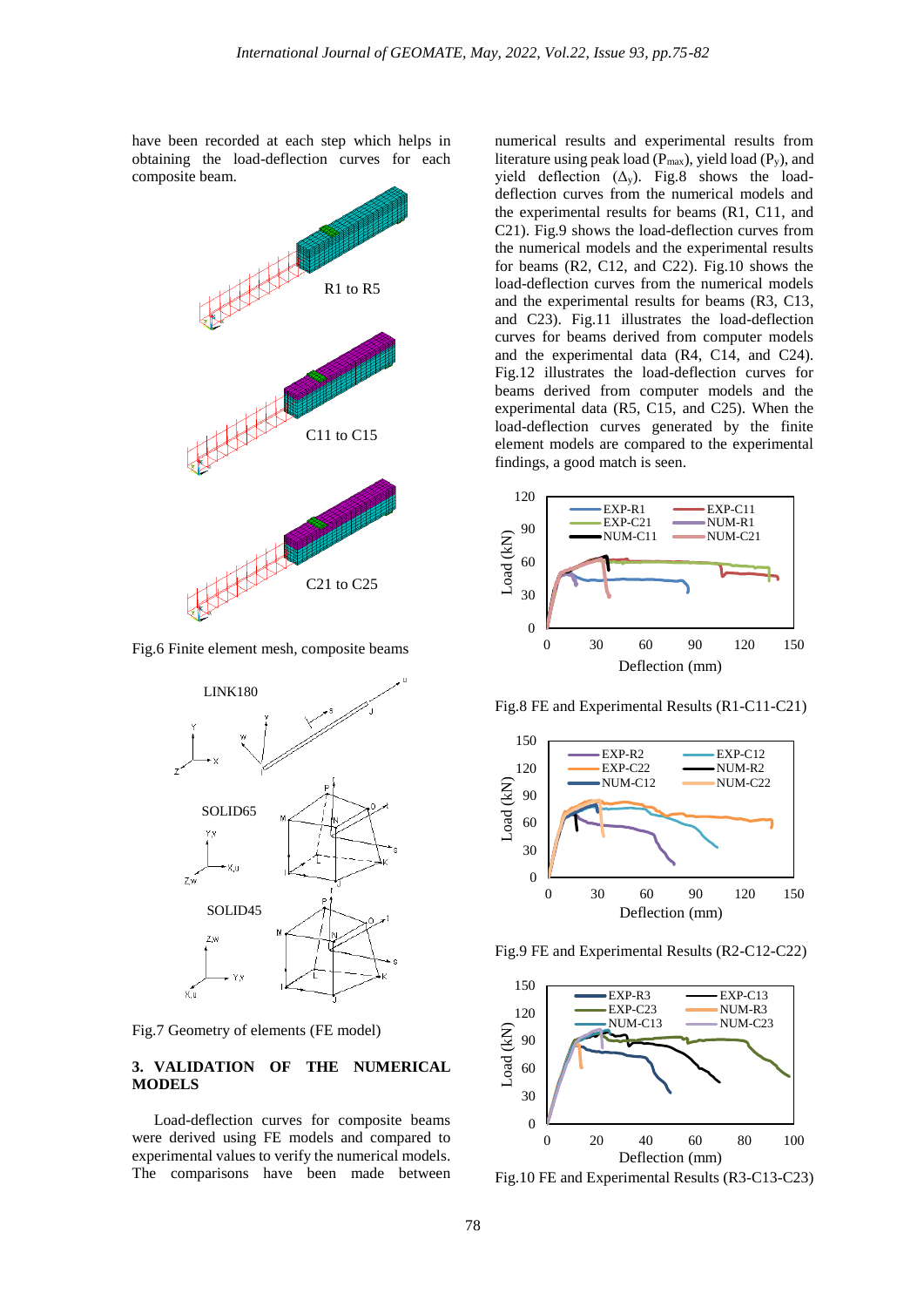have been recorded at each step which helps in obtaining the load-deflection curves for each composite beam.

Fig.6 Finite element mesh, composite beams

Fig.7 Geometry of elements (FE model)

## 3. VALIDATION OF THE NUMERICAL MODELS

Load-deflection curves for composite beams were derived using FE models and compared to experimental values to verify the numerical models. The comparisons have been made between numerical results and experimental results from literature using peak load ($P_{max}$), yield load ($P_y$), and yield deflection ($\Delta_y$). Fig.8 shows the load-deflection curves from the numerical models and the experimental results for beams (R1, C11, and C21). Fig.9 shows the load-deflection curves from the numerical models and the experimental results for beams (R2, C12, and C22). Fig.10 shows the load-deflection curves from the numerical models and the experimental results for beams (R3, C13, and C23). Fig.11 illustrates the load-deflection curves for beams derived from computer models and the experimental data (R4, C14, and C24). Fig.12 illustrates the load-deflection curves for beams derived from computer models and the experimental data (R5, C15, and C25). When the load-deflection curves generated by the finite element models are compared to the experimental findings, a good match is seen.

Fig.8 FE and Experimental Results (R1-C11-C21)

Fig.9 FE and Experimental Results (R2-C12-C22)

Fig.10 FE and Experimental Results (R3-C13-C23)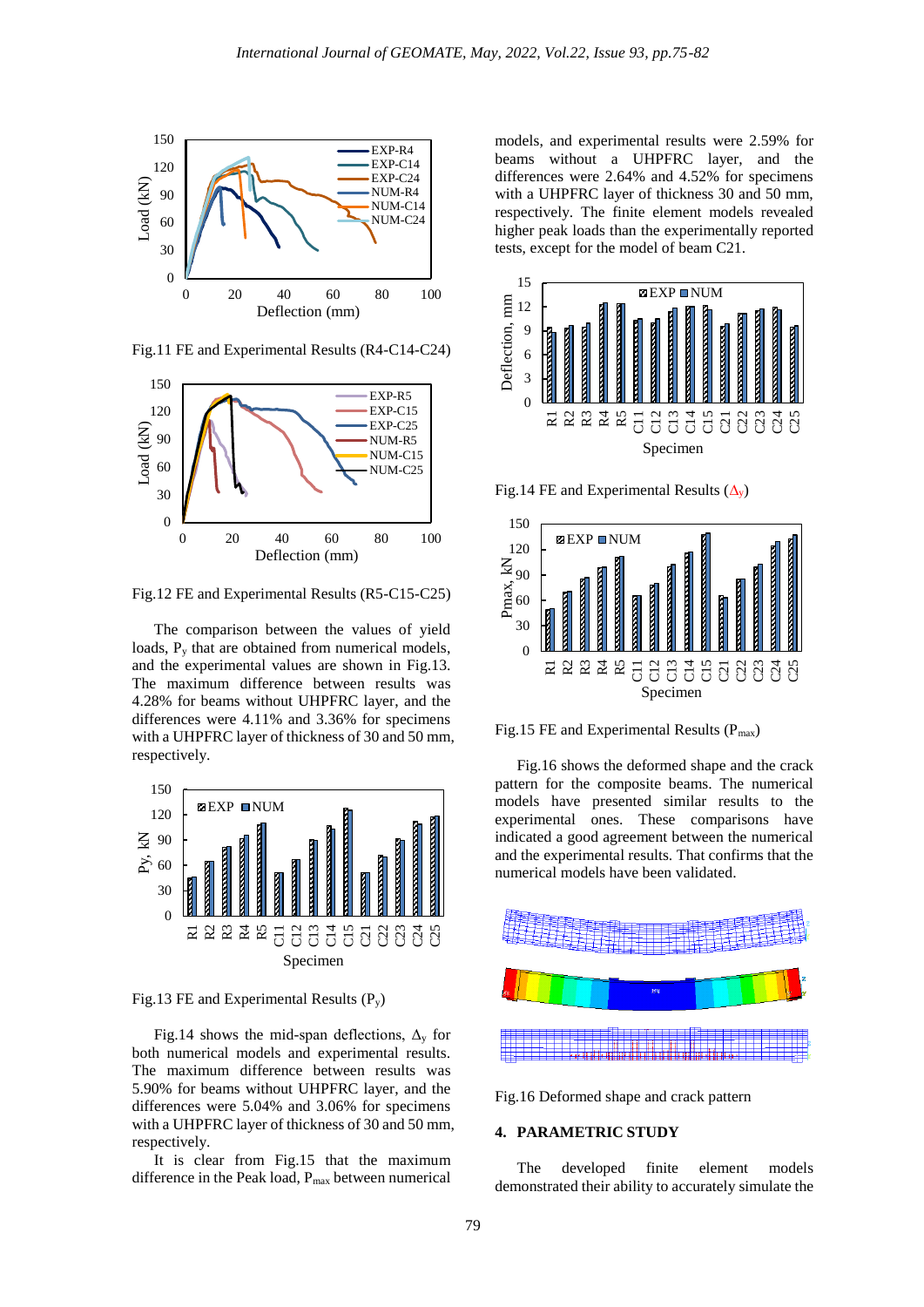Fig.11 FE and Experimental Results (R4-C14-C24)

Fig.12 FE and Experimental Results (R5-C15-C25)

The comparison between the values of yield loads, $P_y$ that are obtained from numerical models, and the experimental values are shown in Fig.13. The maximum difference between results was 4.28% for beams without UHPFRC layer, and the differences were 4.11% and 3.36% for specimens with a UHPFRC layer of thickness of 30 and 50 mm, respectively.

Fig.13 FE and Experimental Results ($P_y$)

Fig.14 shows the mid-span deflections, $\Delta_y$ for both numerical models and experimental results. The maximum difference between results was 5.90% for beams without UHPFRC layer, and the differences were 5.04% and 3.06% for specimens with a UHPFRC layer of thickness of 30 and 50 mm, respectively.

It is clear from Fig.15 that the maximum difference in the Peak load, $P_{max}$ between numerical models, and experimental results were 2.59% for beams without a UHPFRC layer, and the differences were 2.64% and 4.52% for specimens with a UHPFRC layer of thickness 30 and 50 mm, respectively. The finite element models revealed higher peak loads than the experimentally reported tests, except for the model of beam C21.

Fig.14 FE and Experimental Results ($\Delta_y$)

Fig.15 FE and Experimental Results ($P_{max}$)

Fig.16 shows the deformed shape and the crack pattern for the composite beams. The numerical models have presented similar results to the experimental ones. These comparisons have indicated a good agreement between the numerical and the experimental results. That confirms that the numerical models have been validated.

Fig.16 Deformed shape and crack pattern

## 4. PARAMETRIC STUDY

The developed finite element models demonstrated their ability to accurately simulate the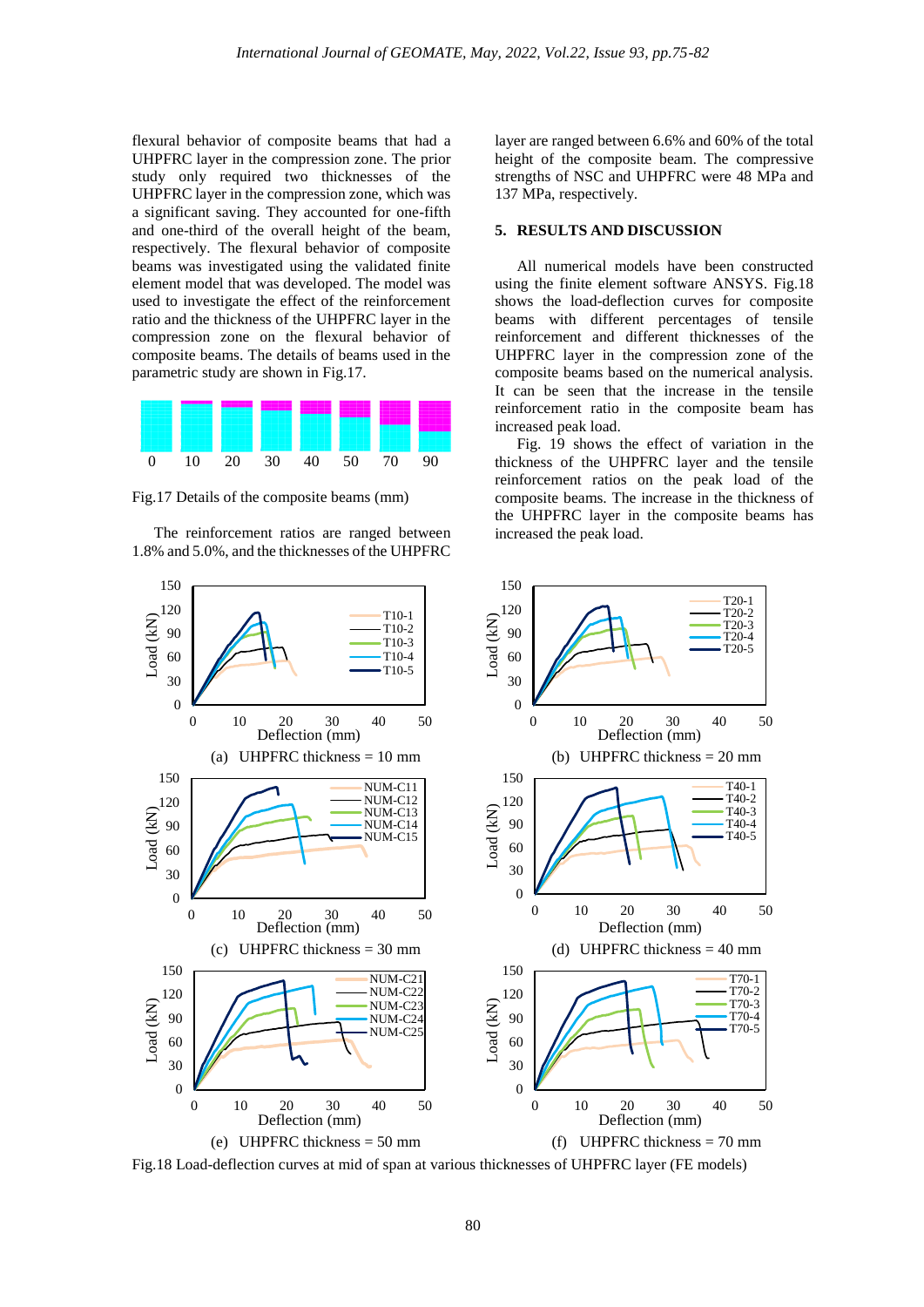flexural behavior of composite beams that had a UHPFRC layer in the compression zone. The prior study only required two thicknesses of the UHPFRC layer in the compression zone, which was a significant saving. They accounted for one-fifth and one-third of the overall height of the beam, respectively. The flexural behavior of composite beams was investigated using the validated finite element model that was developed. The model was used to investigate the effect of the reinforcement ratio and the thickness of the UHPFRC layer in the compression zone on the flexural behavior of composite beams. The details of beams used in the parametric study are shown in Fig.17.

Fig.17 Details of the composite beams (mm)

The reinforcement ratios are ranged between 1.8% and 5.0%, and the thicknesses of the UHPFRC layer are ranged between 6.6% and 60% of the total height of the composite beam. The compressive strengths of NSC and UHPFRC were 48 MPa and 137 MPa, respectively.

## 5. RESULTS AND DISCUSSION

All numerical models have been constructed using the finite element software ANSYS. Fig.18 shows the load-deflection curves for composite beams with different percentages of tensile reinforcement and different thicknesses of the UHPFRC layer in the compression zone of the composite beams based on the numerical analysis. It can be seen that the increase in the tensile reinforcement ratio in the composite beam has increased peak load.

Fig. 19 shows the effect of variation in the thickness of the UHPFRC layer and the tensile reinforcement ratios on the peak load of the composite beams. The increase in the thickness of the UHPFRC layer in the composite beams has increased the peak load.

(a) UHPFRC thickness = 10 mm

(b) UHPFRC thickness = 20 mm

(c) UHPFRC thickness = 30 mm

(d) UHPFRC thickness = 40 mm

(e) UHPFRC thickness = 50 mm

(f) UHPFRC thickness = 70 mm

Fig.18 Load-deflection curves at mid of span at various thicknesses of UHPFRC layer (FE models)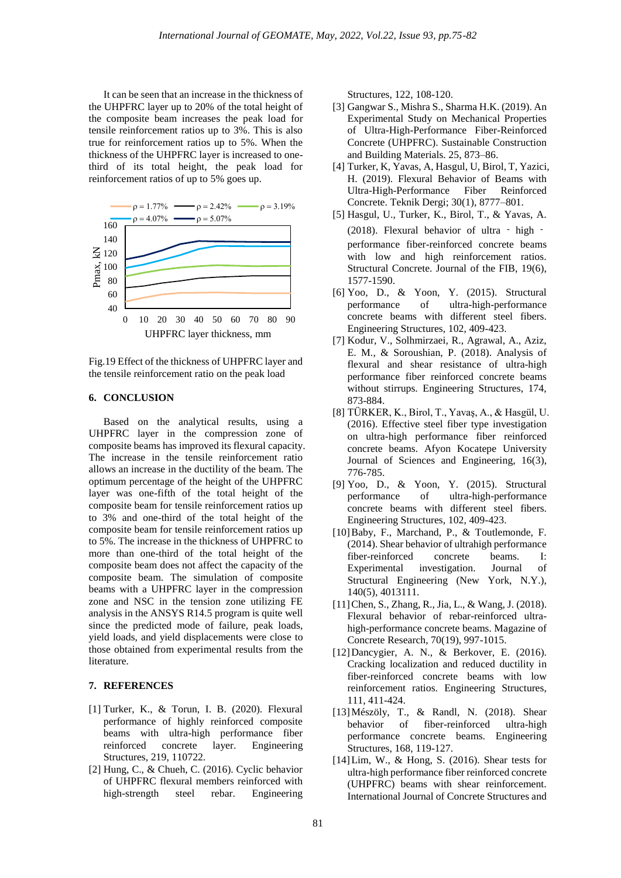It can be seen that an increase in the thickness of the UHPFRC layer up to 20% of the total height of the composite beam increases the peak load for tensile reinforcement ratios up to 3%. This is also true for reinforcement ratios up to 5%. When the thickness of the UHPFRC layer is increased to one-third of its total height, the peak load for reinforcement ratios of up to 5% goes up.

Fig.19 Effect of the thickness of UHPFRC layer and the tensile reinforcement ratio on the peak load

## 6. CONCLUSION

Based on the analytical results, using a UHPFRC layer in the compression zone of composite beams has improved its flexural capacity. The increase in the tensile reinforcement ratio allows an increase in the ductility of the beam. The optimum percentage of the height of the UHPFRC layer was one-fifth of the total height of the composite beam for tensile reinforcement ratios up to 3% and one-third of the total height of the composite beam for tensile reinforcement ratios up to 5%. The increase in the thickness of UHPFRC to more than one-third of the total height of the composite beam does not affect the capacity of the composite beam. The simulation of composite beams with a UHPFRC layer in the compression zone and NSC in the tension zone utilizing FE analysis in the ANSYS R14.5 program is quite well since the predicted mode of failure, peak loads, yield loads, and yield displacements were close to those obtained from experimental results from the literature.

## 7. REFERENCES

[1] Turker, K., & Torun, I. B. (2020). Flexural performance of highly reinforced composite beams with ultra-high performance fiber reinforced concrete layer. Engineering Structures, 219, 110722.

[2] Hung, C., & Chueh, C. (2016). Cyclic behavior of UHPFRC flexural members reinforced with high-strength steel rebar. Engineering Structures, 122, 108-120.

[3] Gangwar S., Mishra S., Sharma H.K. (2019). An Experimental Study on Mechanical Properties of Ultra-High-Performance Fiber-Reinforced Concrete (UHPFRC). Sustainable Construction and Building Materials. 25, 873–86.

[4] Turker, K, Yavas, A, Hasgul, U, Birol, T, Yazici, H. (2019). Flexural Behavior of Beams with Ultra-High-Performance Fiber Reinforced Concrete. Teknik Dergi; 30(1), 8777–801.

[5] Hasgul, U., Turker, K., Birol, T., & Yavas, A. (2018). Flexural behavior of ultra‐high‐performance fiber‐reinforced concrete beams with low and high reinforcement ratios. Structural Concrete. Journal of the FIB, 19(6), 1577-1590.

[6] Yoo, D., & Yoon, Y. (2015). Structural performance of ultra-high-performance concrete beams with different steel fibers. Engineering Structures, 102, 409-423.

[7] Kodur, V., Solhmirzaei, R., Agrawal, A., Aziz, E. M., & Soroushian, P. (2018). Analysis of flexural and shear resistance of ultra-high performance fiber reinforced concrete beams without stirrups. Engineering Structures, 174, 873-884.

[8] TÜRKER, K., Birol, T., Yavaş, A., & Hasgül, U. (2016). Effective steel fiber type investigation on ultra-high performance fiber reinforced concrete beams. Afyon Kocatepe University Journal of Sciences and Engineering, 16(3), 776-785.

[9] Yoo, D., & Yoon, Y. (2015). Structural performance of ultra-high-performance concrete beams with different steel fibers. Engineering Structures, 102, 409-423.

[10] Baby, F., Marchand, P., & Toutlemonde, F. (2014). Shear behavior of ultrahigh performance fiber-reinforced concrete beams. I: Experimental investigation. Journal of Structural Engineering (New York, N.Y.), 140(5), 4013111.

[11] Chen, S., Zhang, R., Jia, L., & Wang, J. (2018). Flexural behavior of rebar-reinforced ultra-high-performance concrete beams. Magazine of Concrete Research, 70(19), 997-1015.

[12] Dancygier, A. N., & Berkover, E. (2016). Cracking localization and reduced ductility in fiber-reinforced concrete beams with low reinforcement ratios. Engineering Structures, 111, 411-424.

[13] Mészöly, T., & Randl, N. (2018). Shear behavior of fiber-reinforced ultra-high performance concrete beams. Engineering Structures, 168, 119-127.

[14] Lim, W., & Hong, S. (2016). Shear tests for ultra-high performance fiber reinforced concrete (UHPFRC) beams with shear reinforcement. International Journal of Concrete Structures and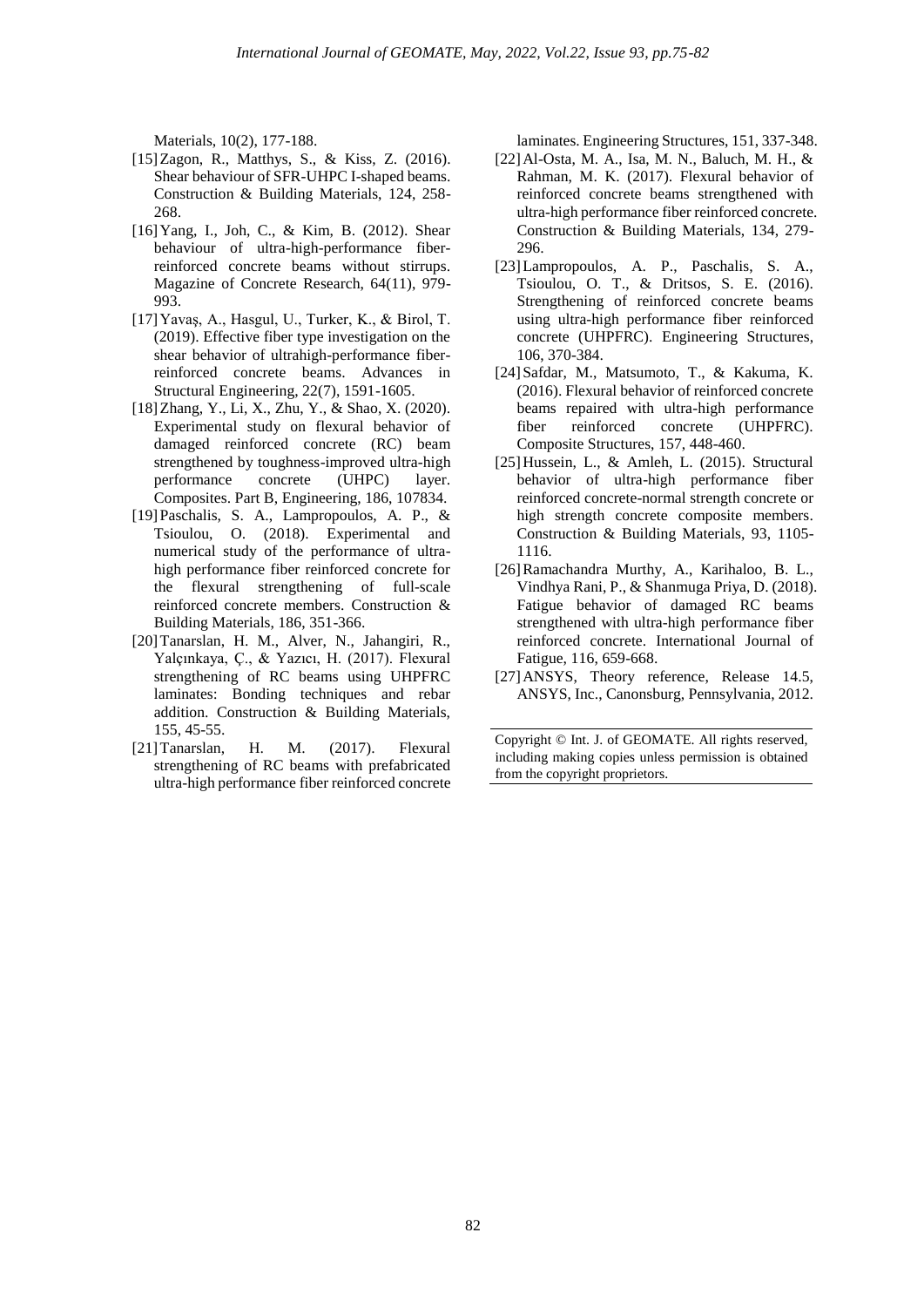Materials, 10(2), 177-188.

[15] Zagon, R., Matthys, S., & Kiss, Z. (2016). Shear behaviour of SFR-UHPC I-shaped beams. Construction & Building Materials, 124, 258-268.

[16] Yang, I., Joh, C., & Kim, B. (2012). Shear behaviour of ultra-high-performance fiber-reinforced concrete beams without stirrups. Magazine of Concrete Research, 64(11), 979-993.

[17] Yavaş, A., Hasgul, U., Turker, K., & Birol, T. (2019). Effective fiber type investigation on the shear behavior of ultrahigh-performance fiber-reinforced concrete beams. Advances in Structural Engineering, 22(7), 1591-1605.

[18] Zhang, Y., Li, X., Zhu, Y., & Shao, X. (2020). Experimental study on flexural behavior of damaged reinforced concrete (RC) beam strengthened by toughness-improved ultra-high performance concrete (UHPC) layer. Composites. Part B, Engineering, 186, 107834.

[19] Paschalis, S. A., Lampropoulos, A. P., & Tsioulou, O. (2018). Experimental and numerical study of the performance of ultra-high performance fiber reinforced concrete for the flexural strengthening of full-scale reinforced concrete members. Construction & Building Materials, 186, 351-366.

[20] Tanarslan, H. M., Alver, N., Jahangiri, R., Yalçınkaya, Ç., & Yazıcı, H. (2017). Flexural strengthening of RC beams using UHPFRC laminates: Bonding techniques and rebar addition. Construction & Building Materials, 155, 45-55.

[21] Tanarslan, H. M. (2017). Flexural strengthening of RC beams with prefabricated ultra-high performance fiber reinforced concrete laminates. Engineering Structures, 151, 337-348.

[22] Al-Osta, M. A., Isa, M. N., Baluch, M. H., & Rahman, M. K. (2017). Flexural behavior of reinforced concrete beams strengthened with ultra-high performance fiber reinforced concrete. Construction & Building Materials, 134, 279-296.

[23] Lampropoulos, A. P., Paschalis, S. A., Tsioulou, O. T., & Dritsos, S. E. (2016). Strengthening of reinforced concrete beams using ultra-high performance fiber reinforced concrete (UHPFRC). Engineering Structures, 106, 370-384.

[24] Safdar, M., Matsumoto, T., & Kakuma, K. (2016). Flexural behavior of reinforced concrete beams repaired with ultra-high performance fiber reinforced concrete (UHPFRC). Composite Structures, 157, 448-460.

[25] Hussein, L., & Amleh, L. (2015). Structural behavior of ultra-high performance fiber reinforced concrete-normal strength concrete or high strength concrete composite members. Construction & Building Materials, 93, 1105-1116.

[26] Ramachandra Murthy, A., Karihaloo, B. L., Vindhya Rani, P., & Shanmuga Priya, D. (2018). Fatigue behavior of damaged RC beams strengthened with ultra-high performance fiber reinforced concrete. International Journal of Fatigue, 116, 659-668.

[27] ANSYS, Theory reference, Release 14.5, ANSYS, Inc., Canonsburg, Pennsylvania, 2012.

---

Copyright © Int. J. of GEOMATE. All rights reserved, including making copies unless permission is obtained from the copyright proprietors.